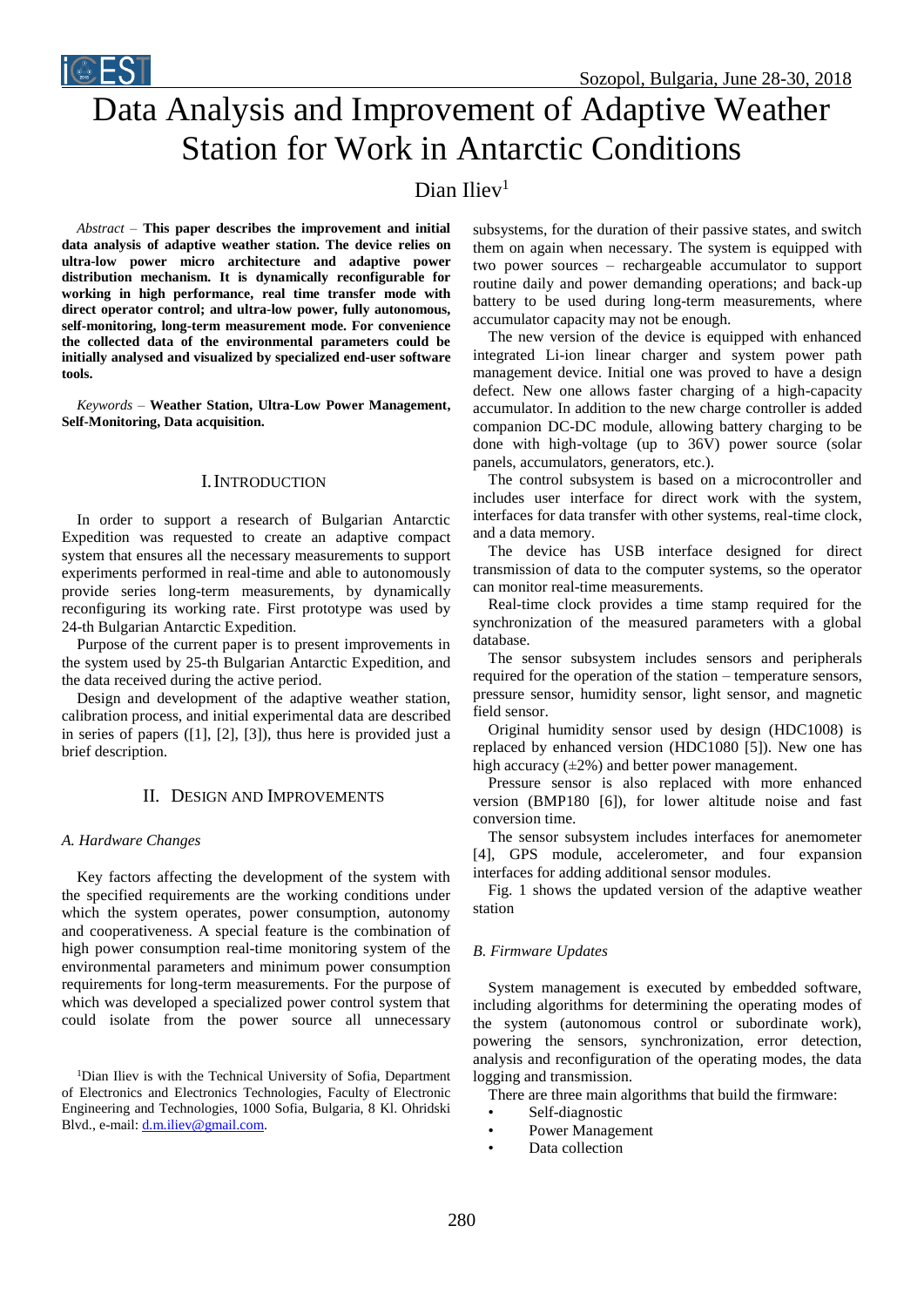# Data Analysis and Improvement of Adaptive Weather Station for Work in Antarctic Conditions

Dian Iliev[1]

*Abstract* – **This paper describes the improvement and initial data analysis of adaptive weather station. The device relies on ultra-low power micro architecture and adaptive power distribution mechanism. It is dynamically reconfigurable for working in high performance, real time transfer mode with direct operator control; and ultra-low power, fully autonomous, self-monitoring, long-term measurement mode. For convenience the collected data of the environmental parameters could be initially analysed and visualized by specialized end-user software tools.**

*Keywords* – **Weather Station, Ultra-Low Power Management, Self-Monitoring, Data acquisition.**

## I. Introduction

In order to support a research of Bulgarian Antarctic Expedition was requested to create an adaptive compact system that ensures all the necessary measurements to support experiments performed in real-time and able to autonomously provide series long-term measurements, by dynamically reconfiguring its working rate. First prototype was used by 24-th Bulgarian Antarctic Expedition.

Purpose of the current paper is to present improvements in the system used by 25-th Bulgarian Antarctic Expedition, and the data received during the active period.

Design and development of the adaptive weather station, calibration process, and initial experimental data are described in series of papers ([1], [2], [3]), thus here is provided just a brief description.

## II. Design and Improvements

### A. Hardware Changes

Key factors affecting the development of the system with the specified requirements are the working conditions under which the system operates, power consumption, autonomy and cooperativeness. A special feature is the combination of high power consumption real-time monitoring system of the environmental parameters and minimum power consumption requirements for long-term measurements. For the purpose of which was developed a specialized power control system that could isolate from the power source all unnecessary subsystems, for the duration of their passive states, and switch them on again when necessary. The system is equipped with two power sources – rechargeable accumulator to support routine daily and power demanding operations; and back-up battery to be used during long-term measurements, where accumulator capacity may not be enough.

The new version of the device is equipped with enhanced integrated Li-ion linear charger and system power path management device. Initial one was proved to have a design defect. New one allows faster charging of a high-capacity accumulator. In addition to the new charge controller is added companion DC-DC module, allowing battery charging to be done with high-voltage (up to 36V) power source (solar panels, accumulators, generators, etc.).

The control subsystem is based on a microcontroller and includes user interface for direct work with the system, interfaces for data transfer with other systems, real-time clock, and a data memory.

The device has USB interface designed for direct transmission of data to the computer systems, so the operator can monitor real-time measurements.

Real-time clock provides a time stamp required for the synchronization of the measured parameters with a global database.

The sensor subsystem includes sensors and peripherals required for the operation of the station – temperature sensors, pressure sensor, humidity sensor, light sensor, and magnetic field sensor.

Original humidity sensor used by design (HDC1008) is replaced by enhanced version (HDC1080 [5]). New one has high accuracy (±2%) and better power management.

Pressure sensor is also replaced with more enhanced version (BMP180 [6]), for lower altitude noise and fast conversion time.

The sensor subsystem includes interfaces for anemometer [4], GPS module, accelerometer, and four expansion interfaces for adding additional sensor modules.

Fig. 1 shows the updated version of the adaptive weather station

### B. Firmware Updates

System management is executed by embedded software, including algorithms for determining the operating modes of the system (autonomous control or subordinate work), powering the sensors, synchronization, error detection, analysis and reconfiguration of the operating modes, the data logging and transmission.

There are three main algorithms that build the firmware:

- Self-diagnostic
- Power Management
- Data collection

[1]Dian Iliev is with the Technical University of Sofia, Department of Electronics and Electronics Technologies, Faculty of Electronic Engineering and Technologies, 1000 Sofia, Bulgaria, 8 Kl. Ohridski Blvd., e-mail: d.m.iliev@gmail.com.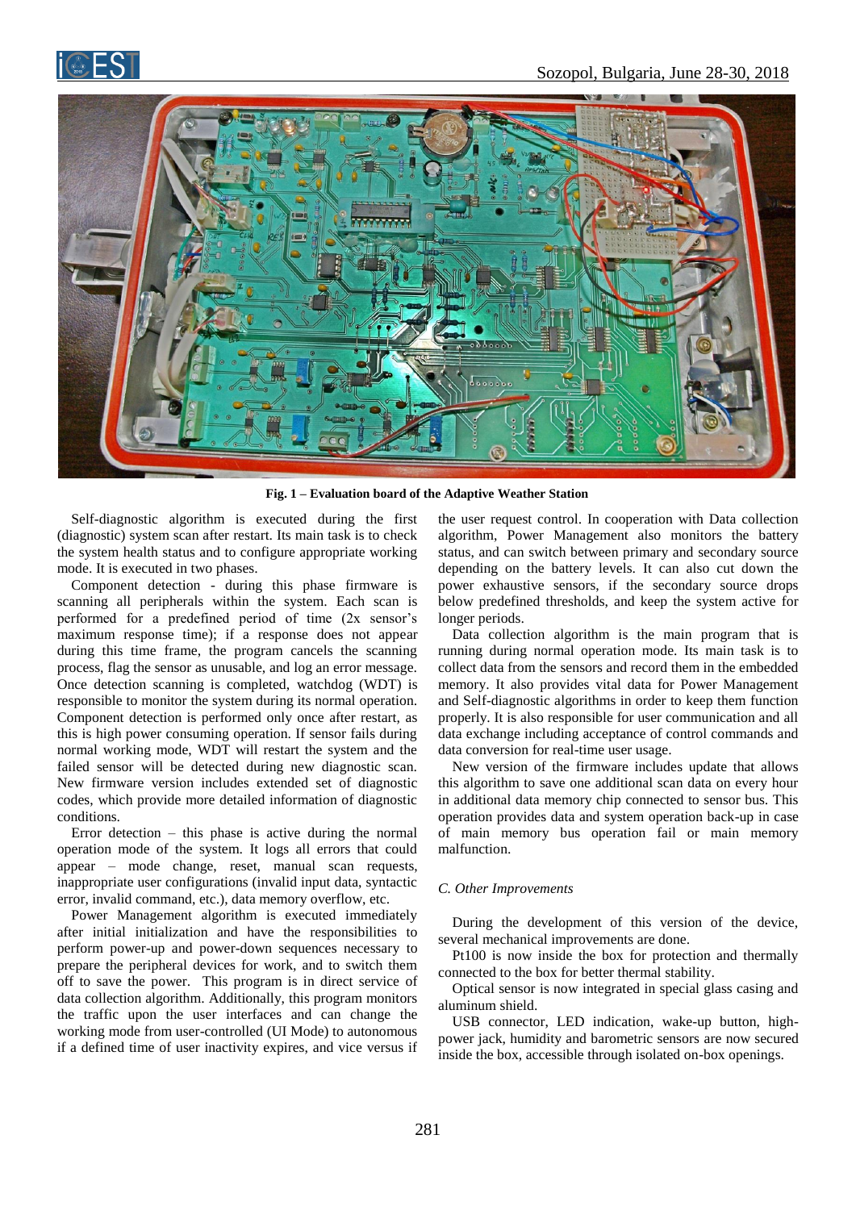**Fig. 1 – Evaluation board of the Adaptive Weather Station**

Self-diagnostic algorithm is executed during the first (diagnostic) system scan after restart. Its main task is to check the system health status and to configure appropriate working mode. It is executed in two phases.

Component detection - during this phase firmware is scanning all peripherals within the system. Each scan is performed for a predefined period of time (2x sensor's maximum response time); if a response does not appear during this time frame, the program cancels the scanning process, flag the sensor as unusable, and log an error message. Once detection scanning is completed, watchdog (WDT) is responsible to monitor the system during its normal operation. Component detection is performed only once after restart, as this is high power consuming operation. If sensor fails during normal working mode, WDT will restart the system and the failed sensor will be detected during new diagnostic scan. New firmware version includes extended set of diagnostic codes, which provide more detailed information of diagnostic conditions.

Error detection – this phase is active during the normal operation mode of the system. It logs all errors that could appear – mode change, reset, manual scan requests, inappropriate user configurations (invalid input data, syntactic error, invalid command, etc.), data memory overflow, etc.

Power Management algorithm is executed immediately after initial initialization and have the responsibilities to perform power-up and power-down sequences necessary to prepare the peripheral devices for work, and to switch them off to save the power. This program is in direct service of data collection algorithm. Additionally, this program monitors the traffic upon the user interfaces and can change the working mode from user-controlled (UI Mode) to autonomous if a defined time of user inactivity expires, and vice versus if the user request control. In cooperation with Data collection algorithm, Power Management also monitors the battery status, and can switch between primary and secondary source depending on the battery levels. It can also cut down the power exhaustive sensors, if the secondary source drops below predefined thresholds, and keep the system active for longer periods.

Data collection algorithm is the main program that is running during normal operation mode. Its main task is to collect data from the sensors and record them in the embedded memory. It also provides vital data for Power Management and Self-diagnostic algorithms in order to keep them function properly. It is also responsible for user communication and all data exchange including acceptance of control commands and data conversion for real-time user usage.

New version of the firmware includes update that allows this algorithm to save one additional scan data on every hour in additional data memory chip connected to sensor bus. This operation provides data and system operation back-up in case of main memory bus operation fail or main memory malfunction.

### *C. Other Improvements*

During the development of this version of the device, several mechanical improvements are done.

Pt100 is now inside the box for protection and thermally connected to the box for better thermal stability.

Optical sensor is now integrated in special glass casing and aluminum shield.

USB connector, LED indication, wake-up button, high-power jack, humidity and barometric sensors are now secured inside the box, accessible through isolated on-box openings.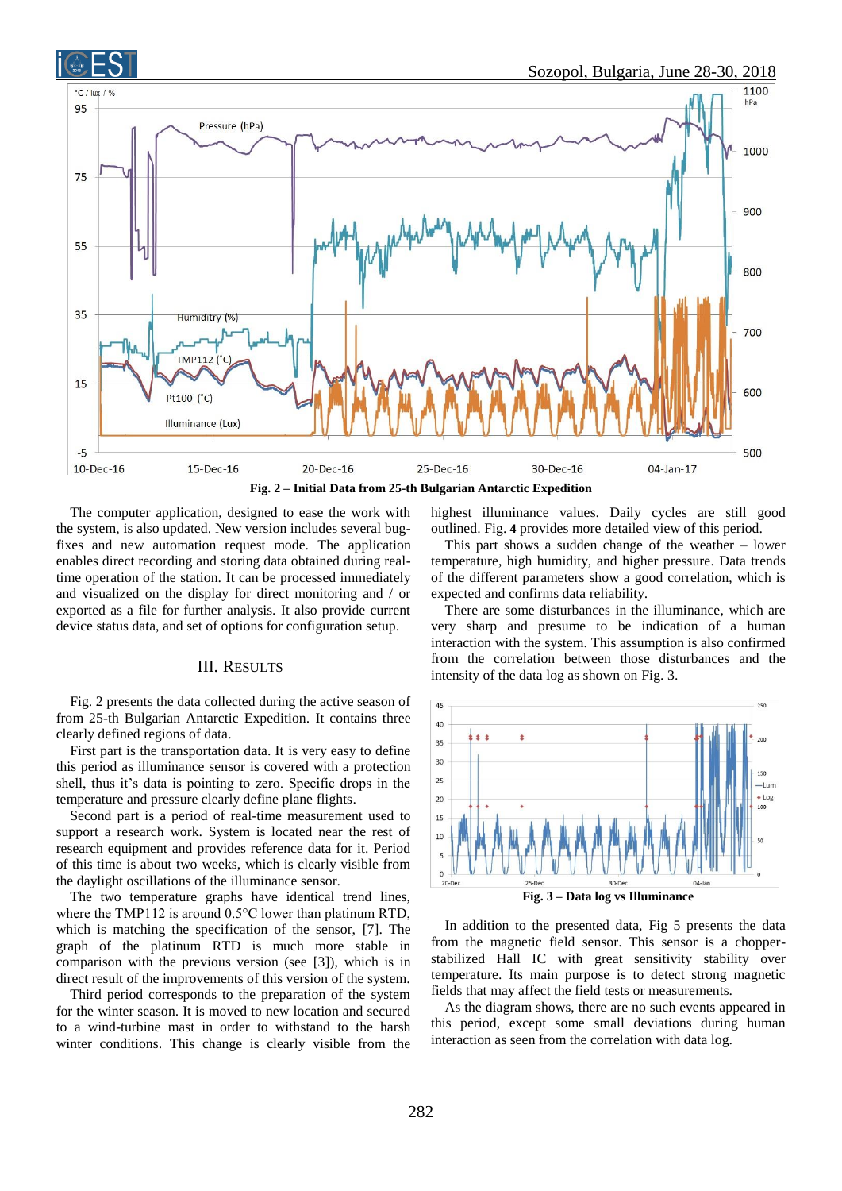**Fig. 2 – Initial Data from 25-th Bulgarian Antarctic Expedition**

The computer application, designed to ease the work with the system, is also updated. New version includes several bug-fixes and new automation request mode. The application enables direct recording and storing data obtained during real-time operation of the station. It can be processed immediately and visualized on the display for direct monitoring and / or exported as a file for further analysis. It also provide current device status data, and set of options for configuration setup.

## III. Results

Fig. 2 presents the data collected during the active season of from 25-th Bulgarian Antarctic Expedition. It contains three clearly defined regions of data.

First part is the transportation data. It is very easy to define this period as illuminance sensor is covered with a protection shell, thus it's data is pointing to zero. Specific drops in the temperature and pressure clearly define plane flights.

Second part is a period of real-time measurement used to support a research work. System is located near the rest of research equipment and provides reference data for it. Period of this time is about two weeks, which is clearly visible from the daylight oscillations of the illuminance sensor.

The two temperature graphs have identical trend lines, where the TMP112 is around 0.5°C lower than platinum RTD, which is matching the specification of the sensor, [7]. The graph of the platinum RTD is much more stable in comparison with the previous version (see [3]), which is in direct result of the improvements of this version of the system.

Third period corresponds to the preparation of the system for the winter season. It is moved to new location and secured to a wind-turbine mast in order to withstand to the harsh winter conditions. This change is clearly visible from the highest illuminance values. Daily cycles are still good outlined. Fig. **4** provides more detailed view of this period.

This part shows a sudden change of the weather – lower temperature, high humidity, and higher pressure. Data trends of the different parameters show a good correlation, which is expected and confirms data reliability.

There are some disturbances in the illuminance, which are very sharp and presume to be indication of a human interaction with the system. This assumption is also confirmed from the correlation between those disturbances and the intensity of the data log as shown on Fig. 3.

**Fig. 3 – Data log vs Illuminance**

In addition to the presented data, Fig 5 presents the data from the magnetic field sensor. This sensor is a chopper-stabilized Hall IC with great sensitivity stability over temperature. Its main purpose is to detect strong magnetic fields that may affect the field tests or measurements.

As the diagram shows, there are no such events appeared in this period, except some small deviations during human interaction as seen from the correlation with data log.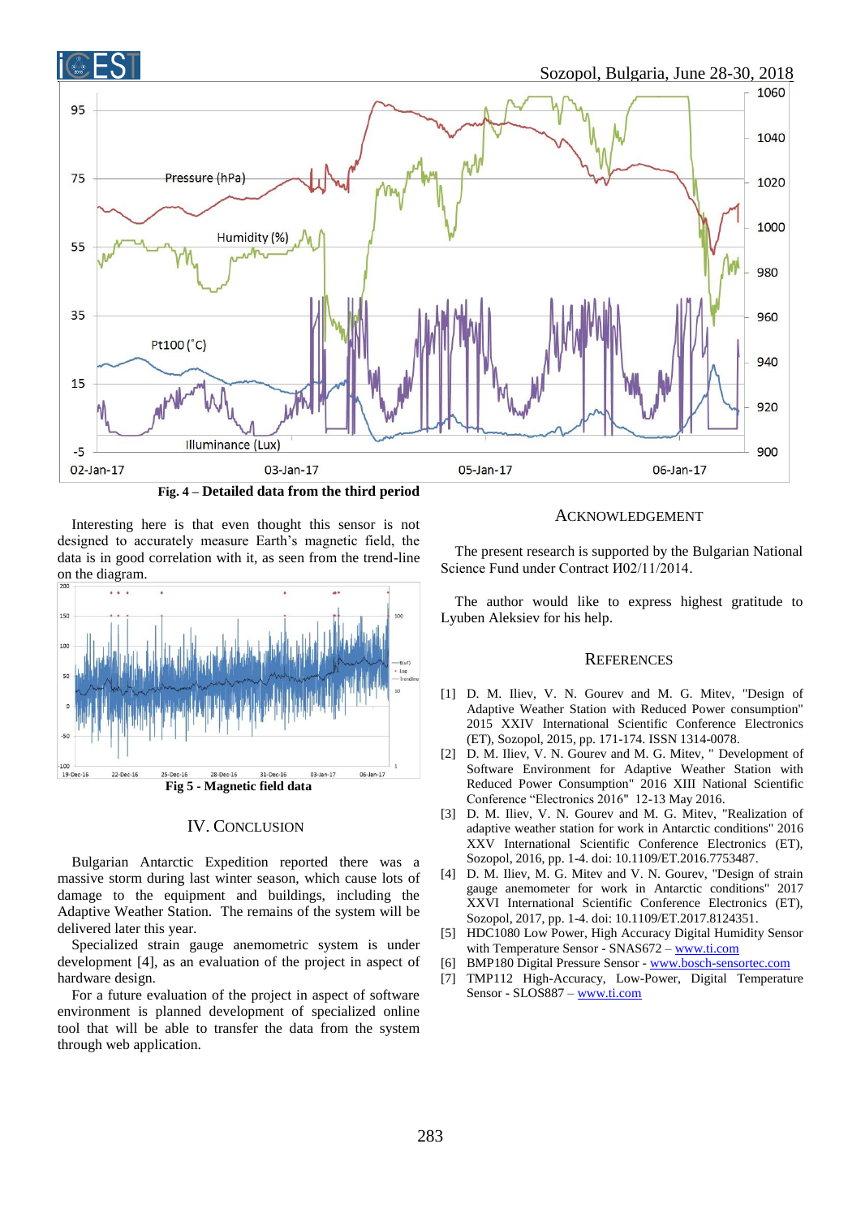95
75
55
35
15
-5
1060
1040
1020
1000
980
960
940
920
900
Pressure (hPa)
Humidity (%)
Pt100 (˚C)
Illuminance (Lux)
02-Jan-17
03-Jan-17
05-Jan-17
06-Jan-17

**Fig. 4 – Detailed data from the third period**

Interesting here is that even thought this sensor is not designed to accurately measure Earth's magnetic field, the data is in good correlation with it, as seen from the trend-line on the diagram.

200
150
100
50
0
-50
-100
100
10
1
19-Dec-16
22-Dec-16
25-Dec-16
28-Dec-16
31-Dec-16
03-Jan-17
06-Jan-17
B(uT)
Log
Trendline

**Fig 5 - Magnetic field data**

## IV. Conclusion

Bulgarian Antarctic Expedition reported there was a massive storm during last winter season, which cause lots of damage to the equipment and buildings, including the Adaptive Weather Station. The remains of the system will be delivered later this year.

Specialized strain gauge anemometric system is under development [4], as an evaluation of the project in aspect of hardware design.

For a future evaluation of the project in aspect of software environment is planned development of specialized online tool that will be able to transfer the data from the system through web application.

## Acknowledgement

The present research is supported by the Bulgarian National Science Fund under Contract И02/11/2014.

The author would like to express highest gratitude to Lyuben Aleksiev for his help.

## References

[1] D. M. Iliev, V. N. Gourev and M. G. Mitev, "Design of Adaptive Weather Station with Reduced Power consumption" 2015 XXIV International Scientific Conference Electronics (ET), Sozopol, 2015, pp. 171-174. ISSN 1314-0078.

[2] D. M. Iliev, V. N. Gourev and M. G. Mitev, " Development of Software Environment for Adaptive Weather Station with Reduced Power Consumption" 2016 XIII National Scientific Conference "Electronics 2016" 12-13 May 2016.

[3] D. M. Iliev, V. N. Gourev and M. G. Mitev, "Realization of adaptive weather station for work in Antarctic conditions" 2016 XXV International Scientific Conference Electronics (ET), Sozopol, 2016, pp. 1-4. doi: 10.1109/ET.2016.7753487.

[4] D. M. Iliev, M. G. Mitev and V. N. Gourev, "Design of strain gauge anemometer for work in Antarctic conditions" 2017 XXVI International Scientific Conference Electronics (ET), Sozopol, 2017, pp. 1-4. doi: 10.1109/ET.2017.8124351.

[5] HDC1080 Low Power, High Accuracy Digital Humidity Sensor with Temperature Sensor - SNAS672 – www.ti.com

[6] BMP180 Digital Pressure Sensor - www.bosch-sensortec.com

[7] TMP112 High-Accuracy, Low-Power, Digital Temperature Sensor - SLOS887 – www.ti.com